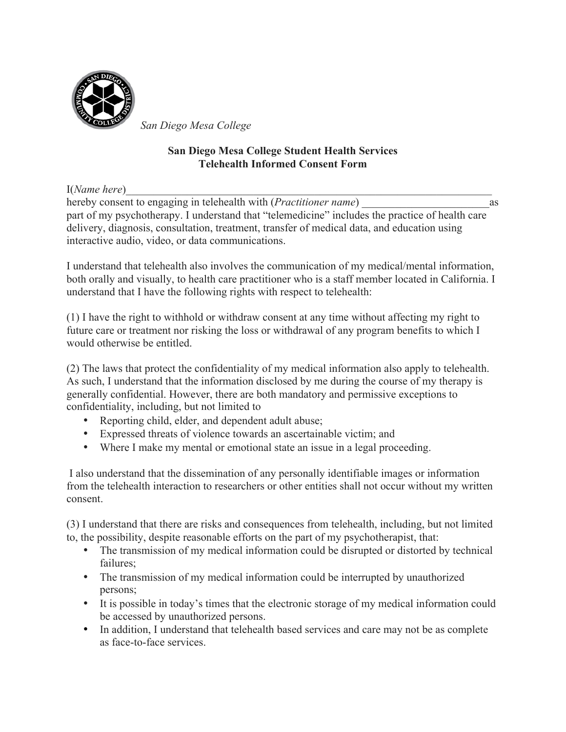*San Diego Mesa College*

**San Diego Mesa College Student Health Services**
**Telehealth Informed Consent Form**

I(*Name here*)_______________________________________________________________________
hereby consent to engaging in telehealth with (*Practitioner name*) _______________________as part of my psychotherapy. I understand that "telemedicine" includes the practice of health care delivery, diagnosis, consultation, treatment, transfer of medical data, and education using interactive audio, video, or data communications.

I understand that telehealth also involves the communication of my medical/mental information, both orally and visually, to health care practitioner who is a staff member located in California. I understand that I have the following rights with respect to telehealth:

(1) I have the right to withhold or withdraw consent at any time without affecting my right to future care or treatment nor risking the loss or withdrawal of any program benefits to which I would otherwise be entitled.

(2) The laws that protect the confidentiality of my medical information also apply to telehealth. As such, I understand that the information disclosed by me during the course of my therapy is generally confidential. However, there are both mandatory and permissive exceptions to confidentiality, including, but not limited to

- Reporting child, elder, and dependent adult abuse;
- Expressed threats of violence towards an ascertainable victim; and
- Where I make my mental or emotional state an issue in a legal proceeding.

I also understand that the dissemination of any personally identifiable images or information from the telehealth interaction to researchers or other entities shall not occur without my written consent.

(3) I understand that there are risks and consequences from telehealth, including, but not limited to, the possibility, despite reasonable efforts on the part of my psychotherapist, that:

- The transmission of my medical information could be disrupted or distorted by technical failures;
- The transmission of my medical information could be interrupted by unauthorized persons;
- It is possible in today's times that the electronic storage of my medical information could be accessed by unauthorized persons.
- In addition, I understand that telehealth based services and care may not be as complete as face-to-face services.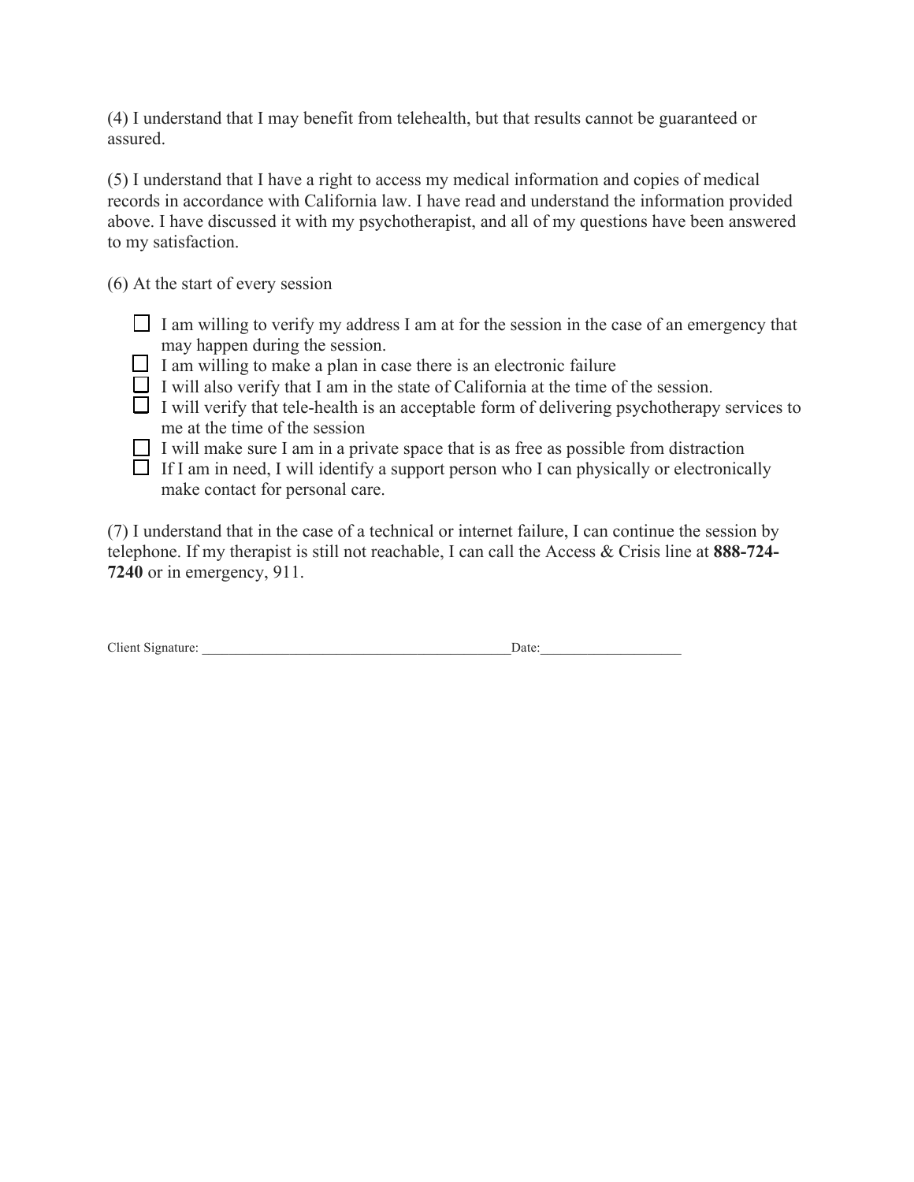(4) I understand that I may benefit from telehealth, but that results cannot be guaranteed or assured.

(5) I understand that I have a right to access my medical information and copies of medical records in accordance with California law. I have read and understand the information provided above. I have discussed it with my psychotherapist, and all of my questions have been answered to my satisfaction.

(6) At the start of every session

- ☐ I am willing to verify my address I am at for the session in the case of an emergency that may happen during the session.
- ☐ I am willing to make a plan in case there is an electronic failure
- ☐ I will also verify that I am in the state of California at the time of the session.
- ☐ I will verify that tele-health is an acceptable form of delivering psychotherapy services to me at the time of the session
- ☐ I will make sure I am in a private space that is as free as possible from distraction
- ☐ If I am in need, I will identify a support person who I can physically or electronically make contact for personal care.

(7) I understand that in the case of a technical or internet failure, I can continue the session by telephone. If my therapist is still not reachable, I can call the Access & Crisis line at **888-724-7240** or in emergency, 911.

Client Signature: ____________________________________________Date:____________________